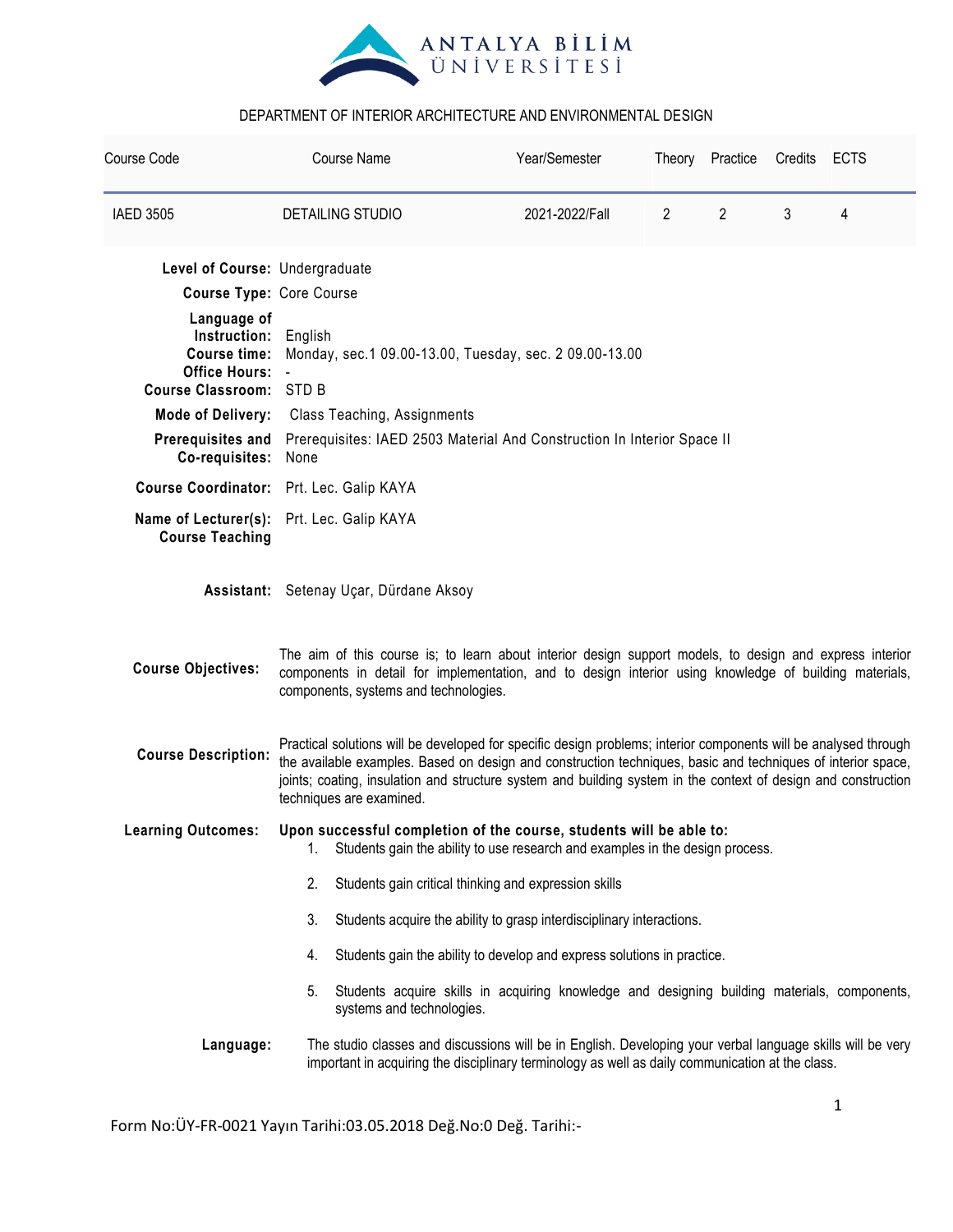ANTALYA BİLİM ÜNİVERSİTESİ

DEPARTMENT OF INTERIOR ARCHITECTURE AND ENVIRONMENTAL DESIGN

| Course Code | Course Name | Year/Semester | Theory | Practice | Credits | ECTS |
|---|---|---|---|---|---|---|
| IAED 3505 | DETAILING STUDIO | 2021-2022/Fall | 2 | 2 | 3 | 4 |

**Level of Course:** Undergraduate

**Course Type:** Core Course

**Language of Instruction:** English

**Course time:** Monday, sec.1 09.00-13.00, Tuesday, sec. 2 09.00-13.00

**Office Hours:** -

**Course Classroom:** STD B

**Mode of Delivery:** Class Teaching, Assignments

**Prerequisites and Co-requisites:** Prerequisites: IAED 2503 Material And Construction In Interior Space II
None

**Course Coordinator:** Prt. Lec. Galip KAYA

**Name of Lecturer(s): Course Teaching** Prt. Lec. Galip KAYA

**Assistant:** Setenay Uçar, Dürdane Aksoy

**Course Objectives:** The aim of this course is; to learn about interior design support models, to design and express interior components in detail for implementation, and to design interior using knowledge of building materials, components, systems and technologies.

**Course Description:** Practical solutions will be developed for specific design problems; interior components will be analysed through the available examples. Based on design and construction techniques, basic and techniques of interior space, joints; coating, insulation and structure system and building system in the context of design and construction techniques are examined.

**Learning Outcomes:** **Upon successful completion of the course, students will be able to:**

1. Students gain the ability to use research and examples in the design process.
2. Students gain critical thinking and expression skills
3. Students acquire the ability to grasp interdisciplinary interactions.
4. Students gain the ability to develop and express solutions in practice.
5. Students acquire skills in acquiring knowledge and designing building materials, components, systems and technologies.

**Language:** The studio classes and discussions will be in English. Developing your verbal language skills will be very important in acquiring the disciplinary terminology as well as daily communication at the class.

Form No:ÜY-FR-0021 Yayın Tarihi:03.05.2018 Değ.No:0 Değ. Tarihi:-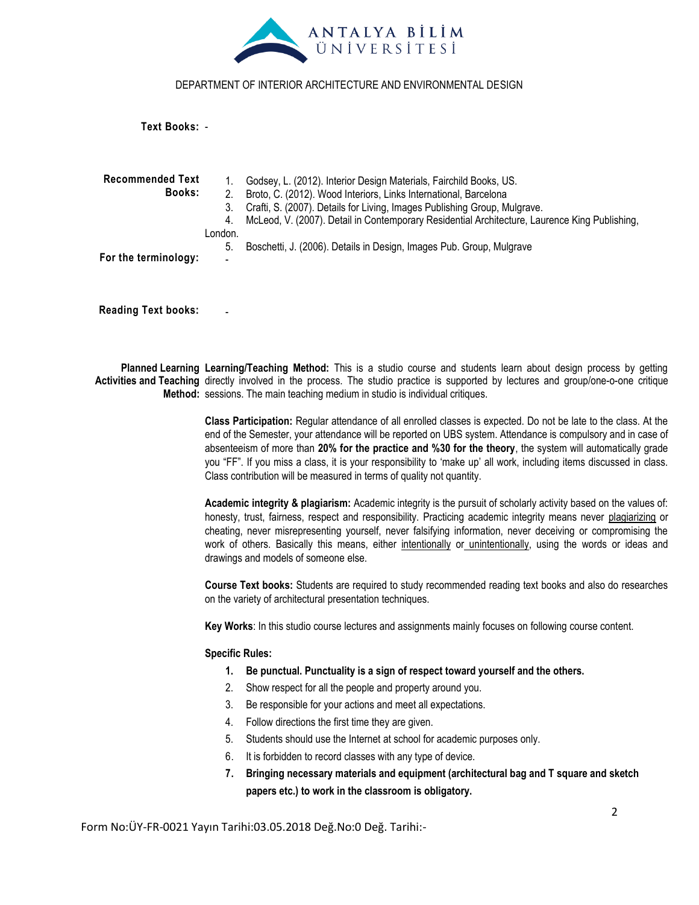DEPARTMENT OF INTERIOR ARCHITECTURE AND ENVIRONMENTAL DESIGN

**Text Books:** -

**Recommended Text Books:**

1. Godsey, L. (2012). Interior Design Materials, Fairchild Books, US.
2. Broto, C. (2012). Wood Interiors, Links International, Barcelona
3. Crafti, S. (2007). Details for Living, Images Publishing Group, Mulgrave.
4. McLeod, V. (2007). Detail in Contemporary Residential Architecture, Laurence King Publishing, London.
5. Boschetti, J. (2006). Details in Design, Images Pub. Group, Mulgrave

**For the terminology:** -

**Reading Text books:** -

**Planned Learning Activities and Teaching Method:**

**Learning/Teaching Method:** This is a studio course and students learn about design process by getting directly involved in the process. The studio practice is supported by lectures and group/one-o-one critique sessions. The main teaching medium in studio is individual critiques.

**Class Participation:** Regular attendance of all enrolled classes is expected. Do not be late to the class. At the end of the Semester, your attendance will be reported on UBS system. Attendance is compulsory and in case of absenteeism of more than **20% for the practice and %30 for the theory**, the system will automatically grade you "FF". If you miss a class, it is your responsibility to 'make up' all work, including items discussed in class. Class contribution will be measured in terms of quality not quantity.

**Academic integrity & plagiarism:** Academic integrity is the pursuit of scholarly activity based on the values of: honesty, trust, fairness, respect and responsibility. Practicing academic integrity means never plagiarizing or cheating, never misrepresenting yourself, never falsifying information, never deceiving or compromising the work of others. Basically this means, either intentionally or unintentionally, using the words or ideas and drawings and models of someone else.

**Course Text books:** Students are required to study recommended reading text books and also do researches on the variety of architectural presentation techniques.

**Key Works**: In this studio course lectures and assignments mainly focuses on following course content.

**Specific Rules:**

1. **Be punctual. Punctuality is a sign of respect toward yourself and the others.**
2. Show respect for all the people and property around you.
3. Be responsible for your actions and meet all expectations.
4. Follow directions the first time they are given.
5. Students should use the Internet at school for academic purposes only.
6. It is forbidden to record classes with any type of device.
7. **Bringing necessary materials and equipment (architectural bag and T square and sketch papers etc.) to work in the classroom is obligatory.**

Form No:ÜY-FR-0021 Yayın Tarihi:03.05.2018 Değ.No:0 Değ. Tarihi:-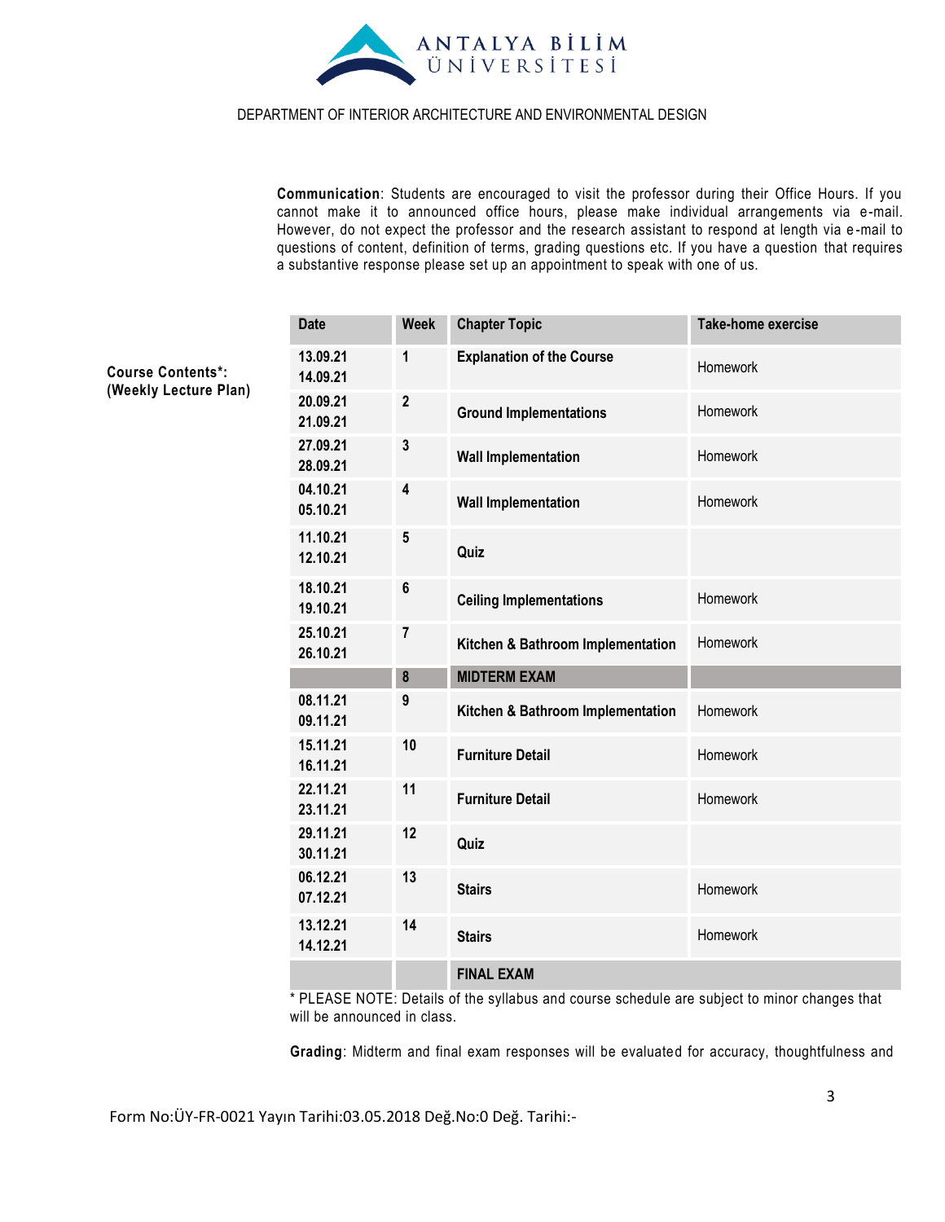DEPARTMENT OF INTERIOR ARCHITECTURE AND ENVIRONMENTAL DESIGN

**Communication**: Students are encouraged to visit the professor during their Office Hours. If you cannot make it to announced office hours, please make individual arrangements via e-mail. However, do not expect the professor and the research assistant to respond at length via e-mail to questions of content, definition of terms, grading questions etc. If you have a question that requires a substantive response please set up an appointment to speak with one of us.

**Course Contents*: (Weekly Lecture Plan)**

| Date | Week | Chapter Topic | Take-home exercise |
|---|---|---|---|
| 13.09.21<br>14.09.21 | 1 | **Explanation of the Course** | Homework |
| 20.09.21<br>21.09.21 | 2 | **Ground Implementations** | Homework |
| 27.09.21<br>28.09.21 | 3 | **Wall Implementation** | Homework |
| 04.10.21<br>05.10.21 | 4 | **Wall Implementation** | Homework |
| 11.10.21<br>12.10.21 | 5 | **Quiz** | |
| 18.10.21<br>19.10.21 | 6 | **Ceiling Implementations** | Homework |
| 25.10.21<br>26.10.21 | 7 | **Kitchen & Bathroom Implementation** | Homework |
| | 8 | **MIDTERM EXAM** | |
| 08.11.21<br>09.11.21 | 9 | **Kitchen & Bathroom Implementation** | Homework |
| 15.11.21<br>16.11.21 | 10 | **Furniture Detail** | Homework |
| 22.11.21<br>23.11.21 | 11 | **Furniture Detail** | Homework |
| 29.11.21<br>30.11.21 | 12 | **Quiz** | |
| 06.12.21<br>07.12.21 | 13 | **Stairs** | Homework |
| 13.12.21<br>14.12.21 | 14 | **Stairs** | Homework |
| | | **FINAL EXAM** | |

* PLEASE NOTE: Details of the syllabus and course schedule are subject to minor changes that will be announced in class.

**Grading**: Midterm and final exam responses will be evaluated for accuracy, thoughtfulness and

Form No:ÜY-FR-0021 Yayın Tarihi:03.05.2018 Değ.No:0 Değ. Tarihi:-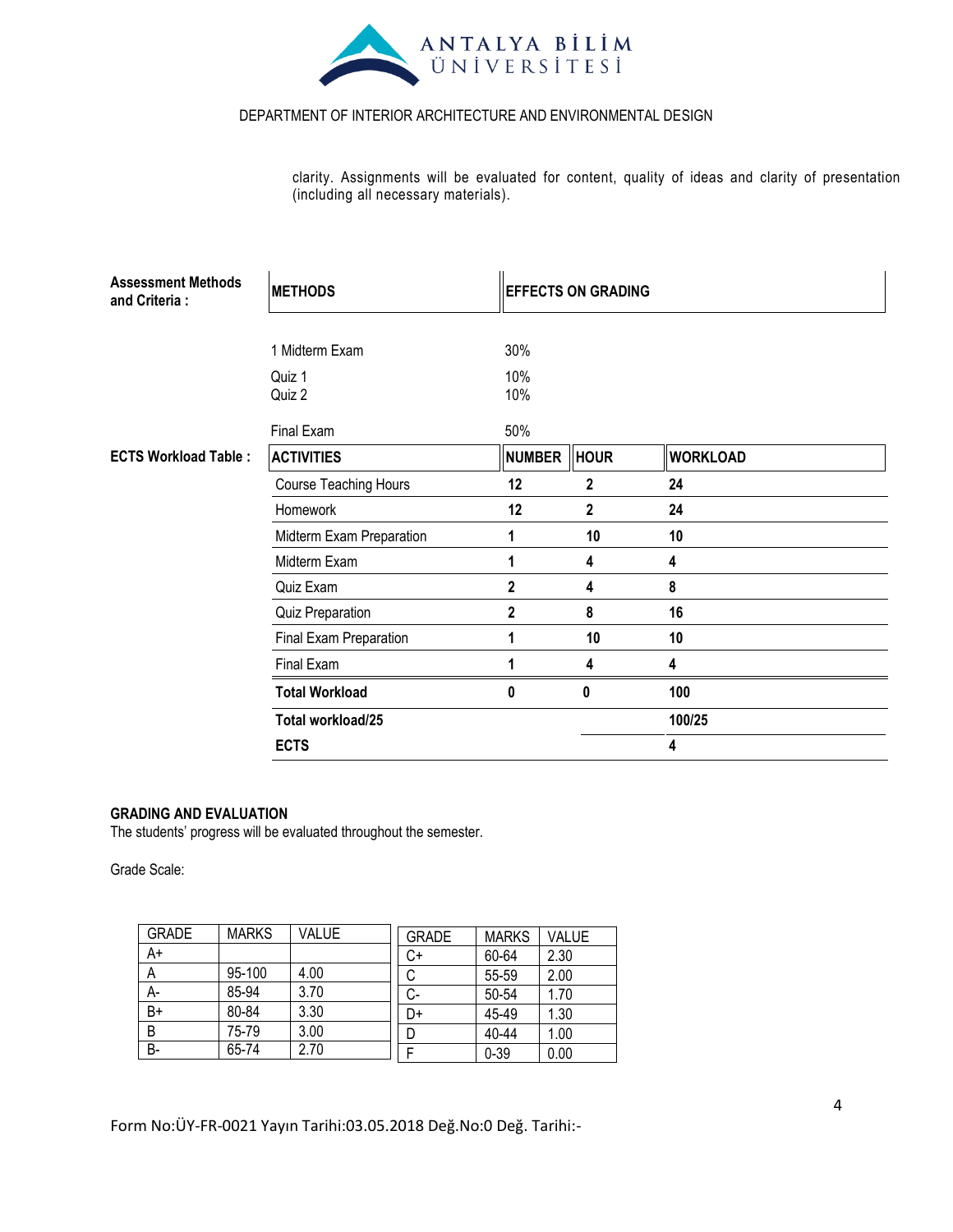DEPARTMENT OF INTERIOR ARCHITECTURE AND ENVIRONMENTAL DESIGN

clarity. Assignments will be evaluated for content, quality of ideas and clarity of presentation (including all necessary materials).

**Assessment Methods and Criteria :**

| METHODS | EFFECTS ON GRADING |
|---|---|
| 1 Midterm Exam | 30% |
| Quiz 1 | 10% |
| Quiz 2 | 10% |
| Final Exam | 50% |

**ECTS Workload Table :**

| ACTIVITIES | NUMBER | HOUR | WORKLOAD |
|---|---|---|---|
| Course Teaching Hours | 12 | 2 | 24 |
| Homework | 12 | 2 | 24 |
| Midterm Exam Preparation | 1 | 10 | 10 |
| Midterm Exam | 1 | 4 | 4 |
| Quiz Exam | 2 | 4 | 8 |
| Quiz Preparation | 2 | 8 | 16 |
| Final Exam Preparation | 1 | 10 | 10 |
| Final Exam | 1 | 4 | 4 |
| **Total Workload** | **0** | **0** | **100** |
| **Total workload/25** | | | **100/25** |
| **ECTS** | | | **4** |

**GRADING AND EVALUATION**

The students' progress will be evaluated throughout the semester.

Grade Scale:

| GRADE | MARKS | VALUE |
|---|---|---|
| A+ | | |
| A | 95-100 | 4.00 |
| A- | 85-94 | 3.70 |
| B+ | 80-84 | 3.30 |
| B | 75-79 | 3.00 |
| B- | 65-74 | 2.70 |

| GRADE | MARKS | VALUE |
|---|---|---|
| C+ | 60-64 | 2.30 |
| C | 55-59 | 2.00 |
| C- | 50-54 | 1.70 |
| D+ | 45-49 | 1.30 |
| D | 40-44 | 1.00 |
| F | 0-39 | 0.00 |

Form No:ÜY-FR-0021 Yayın Tarihi:03.05.2018 Değ.No:0 Değ. Tarihi:-